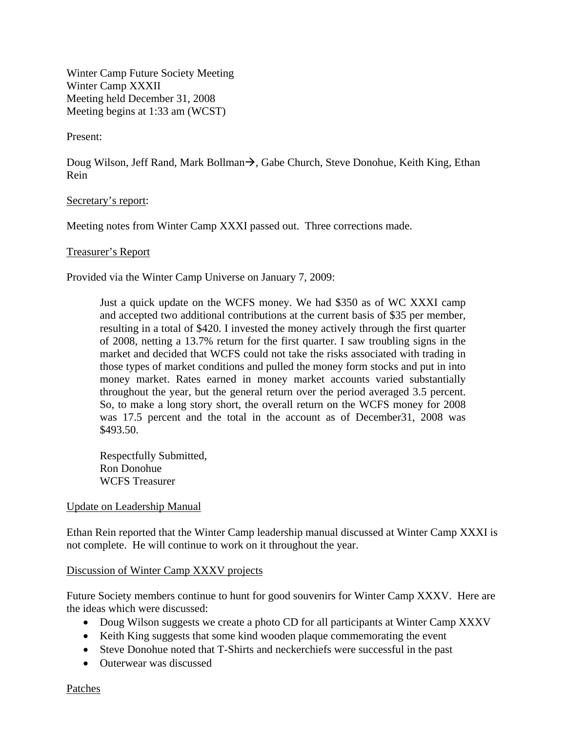Winter Camp Future Society Meeting
Winter Camp XXXII
Meeting held December 31, 2008
Meeting begins at 1:33 am (WCST)

Present:

Doug Wilson, Jeff Rand, Mark Bollman→, Gabe Church, Steve Donohue, Keith King, Ethan Rein

Secretary's report:

Meeting notes from Winter Camp XXXI passed out. Three corrections made.

Treasurer's Report

Provided via the Winter Camp Universe on January 7, 2009:

> Just a quick update on the WCFS money. We had $350 as of WC XXXI camp and accepted two additional contributions at the current basis of $35 per member, resulting in a total of $420. I invested the money actively through the first quarter of 2008, netting a 13.7% return for the first quarter. I saw troubling signs in the market and decided that WCFS could not take the risks associated with trading in those types of market conditions and pulled the money form stocks and put in into money market. Rates earned in money market accounts varied substantially throughout the year, but the general return over the period averaged 3.5 percent. So, to make a long story short, the overall return on the WCFS money for 2008 was 17.5 percent and the total in the account as of December31, 2008 was $493.50.
>
> Respectfully Submitted,
> Ron Donohue
> WCFS Treasurer

Update on Leadership Manual

Ethan Rein reported that the Winter Camp leadership manual discussed at Winter Camp XXXI is not complete. He will continue to work on it throughout the year.

Discussion of Winter Camp XXXV projects

Future Society members continue to hunt for good souvenirs for Winter Camp XXXV. Here are the ideas which were discussed:

- Doug Wilson suggests we create a photo CD for all participants at Winter Camp XXXV
- Keith King suggests that some kind wooden plaque commemorating the event
- Steve Donohue noted that T-Shirts and neckerchiefs were successful in the past
- Outerwear was discussed

Patches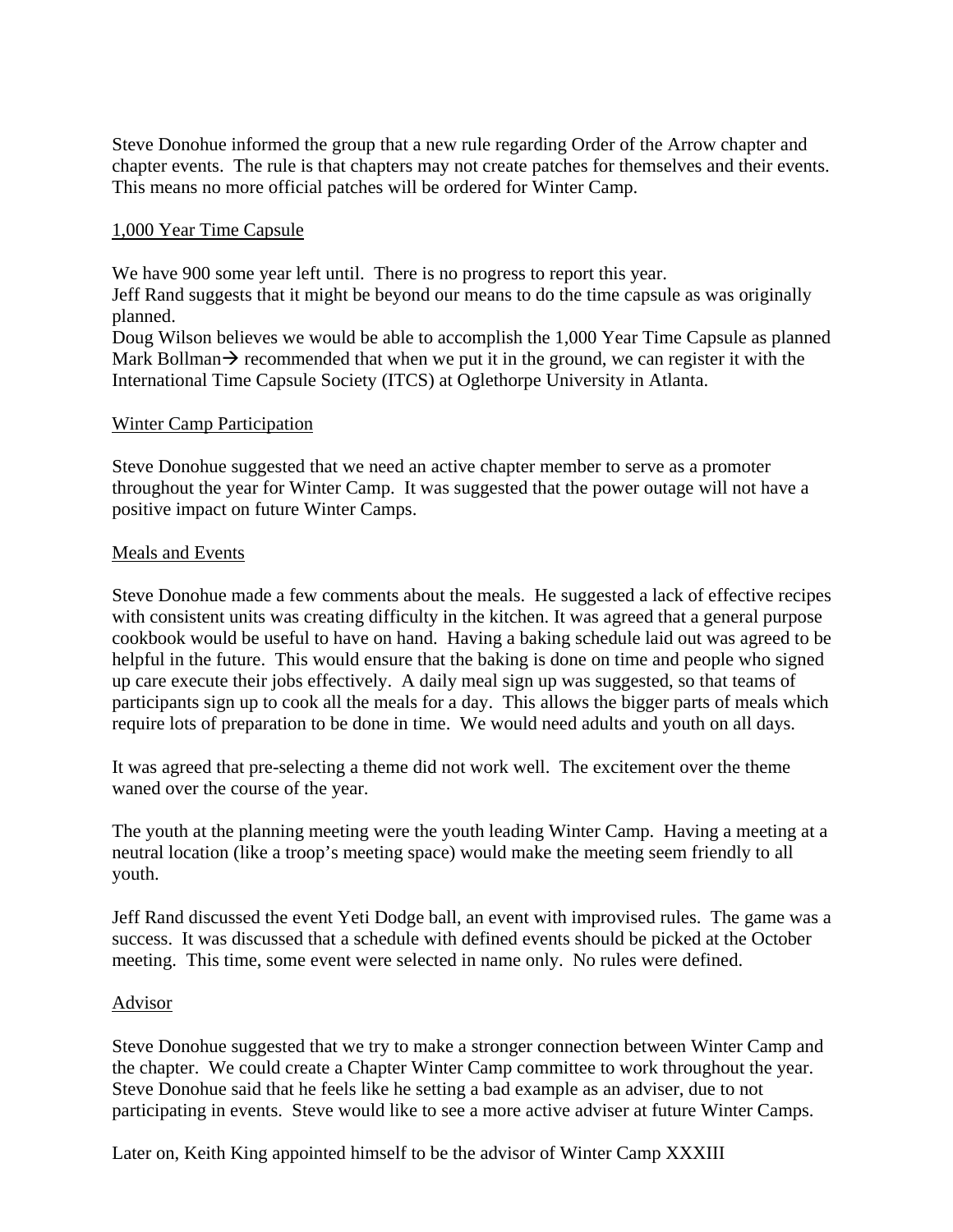Steve Donohue informed the group that a new rule regarding Order of the Arrow chapter and chapter events. The rule is that chapters may not create patches for themselves and their events. This means no more official patches will be ordered for Winter Camp.

<u>1,000 Year Time Capsule</u>

We have 900 some year left until. There is no progress to report this year.
Jeff Rand suggests that it might be beyond our means to do the time capsule as was originally planned.
Doug Wilson believes we would be able to accomplish the 1,000 Year Time Capsule as planned
Mark Bollman→ recommended that when we put it in the ground, we can register it with the International Time Capsule Society (ITCS) at Oglethorpe University in Atlanta.

<u>Winter Camp Participation</u>

Steve Donohue suggested that we need an active chapter member to serve as a promoter throughout the year for Winter Camp. It was suggested that the power outage will not have a positive impact on future Winter Camps.

<u>Meals and Events</u>

Steve Donohue made a few comments about the meals. He suggested a lack of effective recipes with consistent units was creating difficulty in the kitchen. It was agreed that a general purpose cookbook would be useful to have on hand. Having a baking schedule laid out was agreed to be helpful in the future. This would ensure that the baking is done on time and people who signed up care execute their jobs effectively. A daily meal sign up was suggested, so that teams of participants sign up to cook all the meals for a day. This allows the bigger parts of meals which require lots of preparation to be done in time. We would need adults and youth on all days.

It was agreed that pre-selecting a theme did not work well. The excitement over the theme waned over the course of the year.

The youth at the planning meeting were the youth leading Winter Camp. Having a meeting at a neutral location (like a troop's meeting space) would make the meeting seem friendly to all youth.

Jeff Rand discussed the event Yeti Dodge ball, an event with improvised rules. The game was a success. It was discussed that a schedule with defined events should be picked at the October meeting. This time, some event were selected in name only. No rules were defined.

<u>Advisor</u>

Steve Donohue suggested that we try to make a stronger connection between Winter Camp and the chapter. We could create a Chapter Winter Camp committee to work throughout the year. Steve Donohue said that he feels like he setting a bad example as an adviser, due to not participating in events. Steve would like to see a more active adviser at future Winter Camps.

Later on, Keith King appointed himself to be the advisor of Winter Camp XXXIII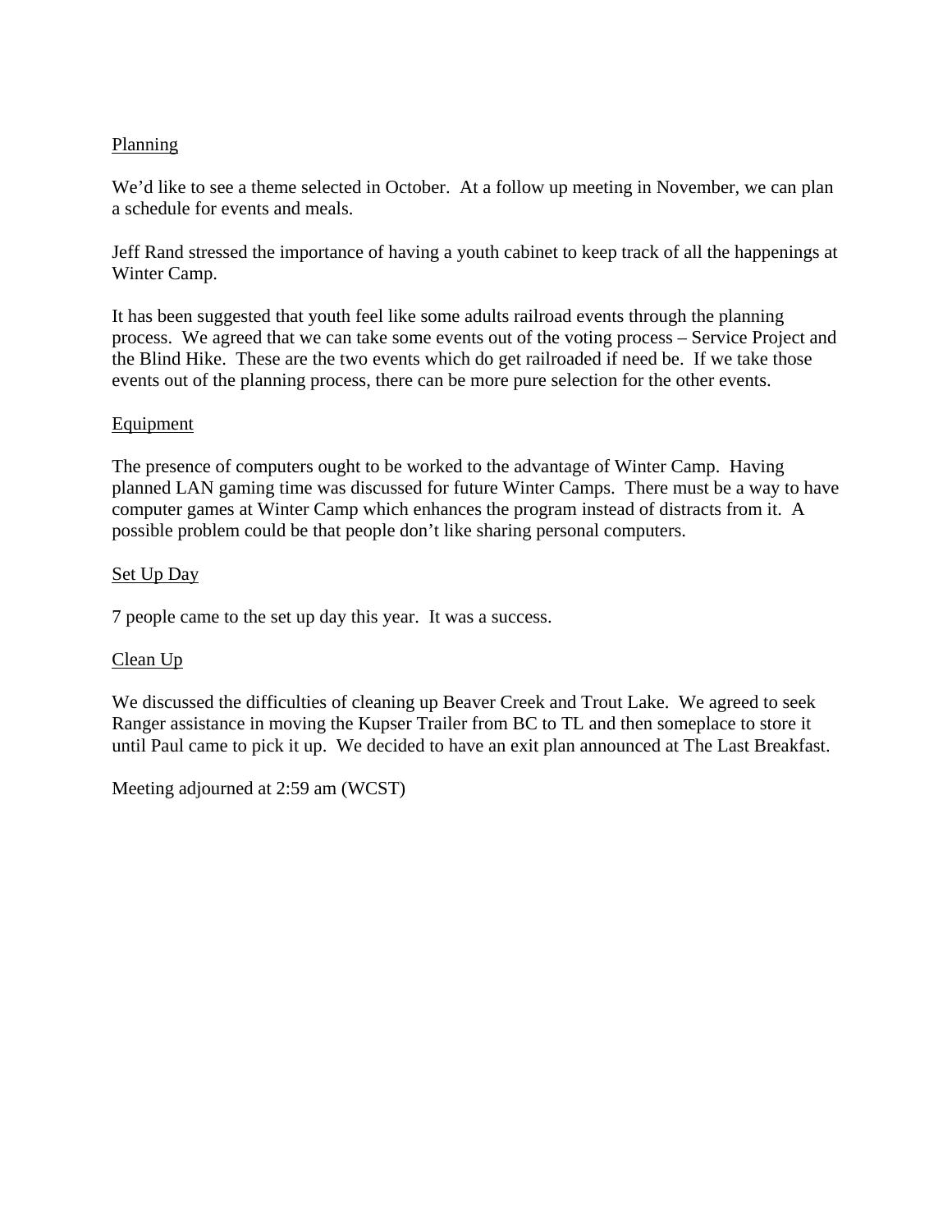Planning

We'd like to see a theme selected in October. At a follow up meeting in November, we can plan a schedule for events and meals.

Jeff Rand stressed the importance of having a youth cabinet to keep track of all the happenings at Winter Camp.

It has been suggested that youth feel like some adults railroad events through the planning process. We agreed that we can take some events out of the voting process – Service Project and the Blind Hike. These are the two events which do get railroaded if need be. If we take those events out of the planning process, there can be more pure selection for the other events.

Equipment

The presence of computers ought to be worked to the advantage of Winter Camp. Having planned LAN gaming time was discussed for future Winter Camps. There must be a way to have computer games at Winter Camp which enhances the program instead of distracts from it. A possible problem could be that people don't like sharing personal computers.

Set Up Day

7 people came to the set up day this year. It was a success.

Clean Up

We discussed the difficulties of cleaning up Beaver Creek and Trout Lake. We agreed to seek Ranger assistance in moving the Kupser Trailer from BC to TL and then someplace to store it until Paul came to pick it up. We decided to have an exit plan announced at The Last Breakfast.

Meeting adjourned at 2:59 am (WCST)